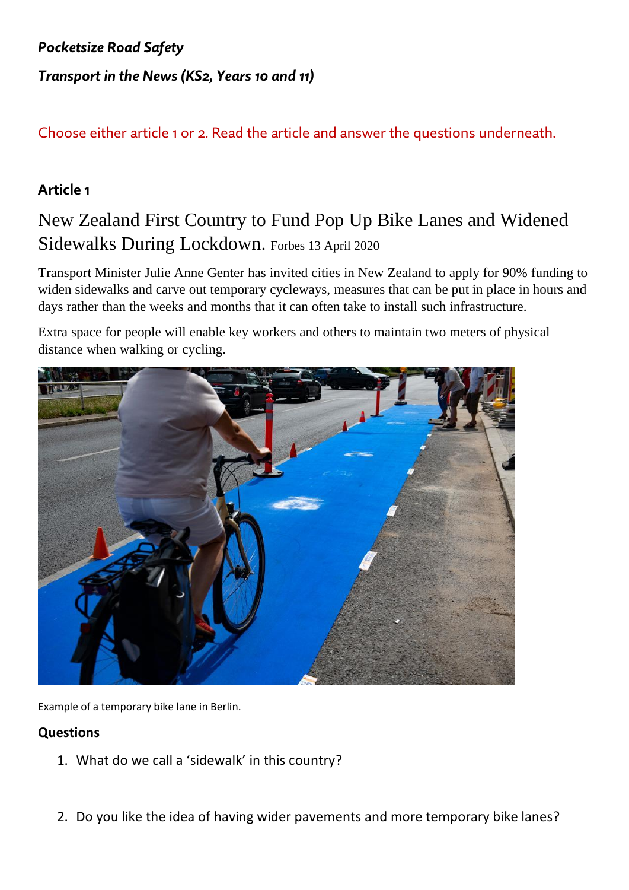***Pocketsize Road Safety***

***Transport in the News (KS2, Years 10 and 11)***

Choose either article 1 or 2. Read the article and answer the questions underneath.

## Article 1

# New Zealand First Country to Fund Pop Up Bike Lanes and Widened Sidewalks During Lockdown. Forbes 13 April 2020

Transport Minister Julie Anne Genter has invited cities in New Zealand to apply for 90% funding to widen sidewalks and carve out temporary cycleways, measures that can be put in place in hours and days rather than the weeks and months that it can often take to install such infrastructure.

Extra space for people will enable key workers and others to maintain two meters of physical distance when walking or cycling.

Example of a temporary bike lane in Berlin.

### Questions

1. What do we call a 'sidewalk' in this country?

2. Do you like the idea of having wider pavements and more temporary bike lanes?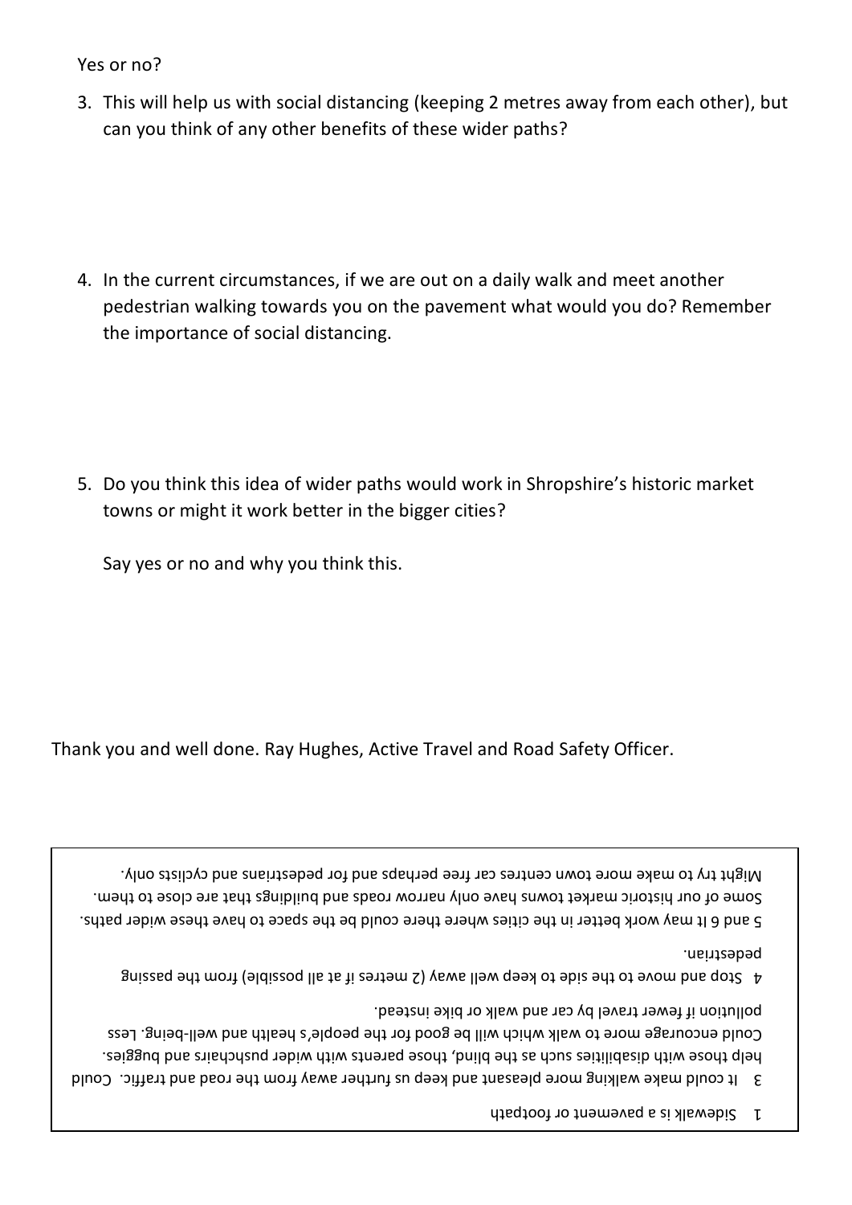Yes or no?

3. This will help us with social distancing (keeping 2 metres away from each other), but can you think of any other benefits of these wider paths?

4. In the current circumstances, if we are out on a daily walk and meet another pedestrian walking towards you on the pavement what would you do? Remember the importance of social distancing.

5. Do you think this idea of wider paths would work in Shropshire's historic market towns or might it work better in the bigger cities?

   Say yes or no and why you think this.

Thank you and well done. Ray Hughes, Active Travel and Road Safety Officer.

1 Sidewalk is a pavement or footpath

3 It could make walking more pleasant and keep us further away from the road and traffic. Could help those with disabilities such as the blind, those parents with wider pushchairs and buggies. Could encourage more to walk which will be good for the people's health and well-being. Less pollution if fewer travel by car and walk or bike instead.

4 Stop and move to the side to keep well away (2 metres if at all possible) from the passing pedestrian.

5 and 6 It may work better in the cities where there could be the space to have these wider paths. Some of our historic market towns have only narrow roads and buildings that are close to them. Might try to make more town centres car free perhaps and for pedestrians and cyclists only.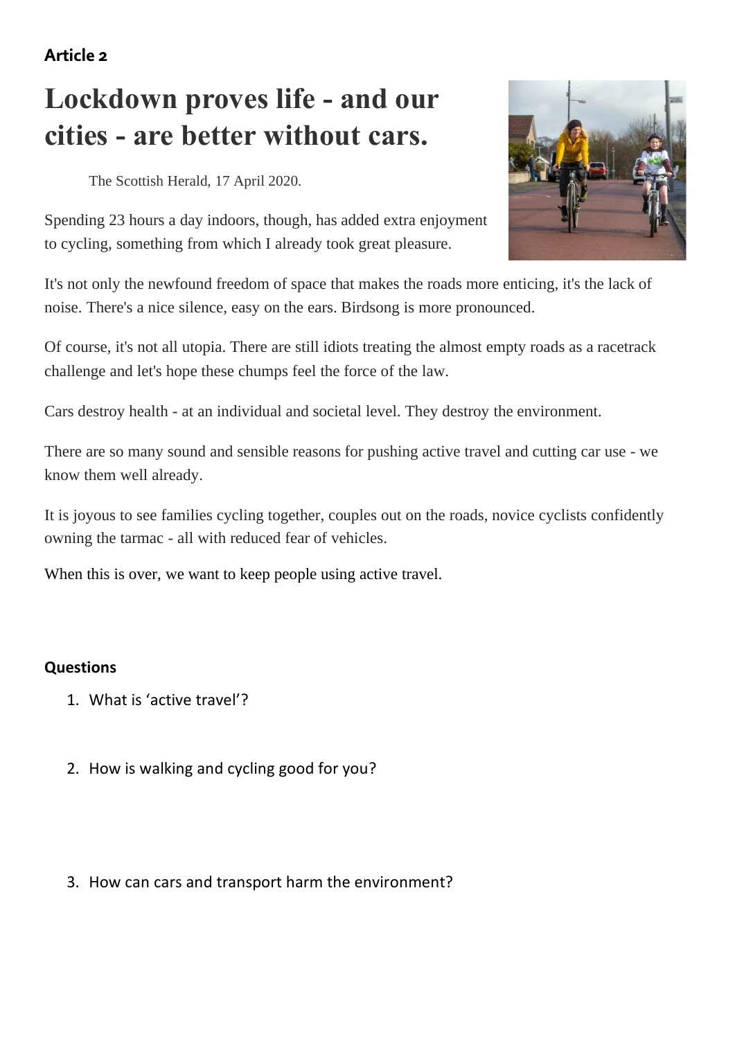**Article 2**

# Lockdown proves life - and our cities - are better without cars.

The Scottish Herald, 17 April 2020.

Spending 23 hours a day indoors, though, has added extra enjoyment to cycling, something from which I already took great pleasure.

It's not only the newfound freedom of space that makes the roads more enticing, it's the lack of noise. There's a nice silence, easy on the ears. Birdsong is more pronounced.

Of course, it's not all utopia. There are still idiots treating the almost empty roads as a racetrack challenge and let's hope these chumps feel the force of the law.

Cars destroy health - at an individual and societal level. They destroy the environment.

There are so many sound and sensible reasons for pushing active travel and cutting car use - we know them well already.

It is joyous to see families cycling together, couples out on the roads, novice cyclists confidently owning the tarmac - all with reduced fear of vehicles.

When this is over, we want to keep people using active travel.

**Questions**

1. What is 'active travel'?
2. How is walking and cycling good for you?
3. How can cars and transport harm the environment?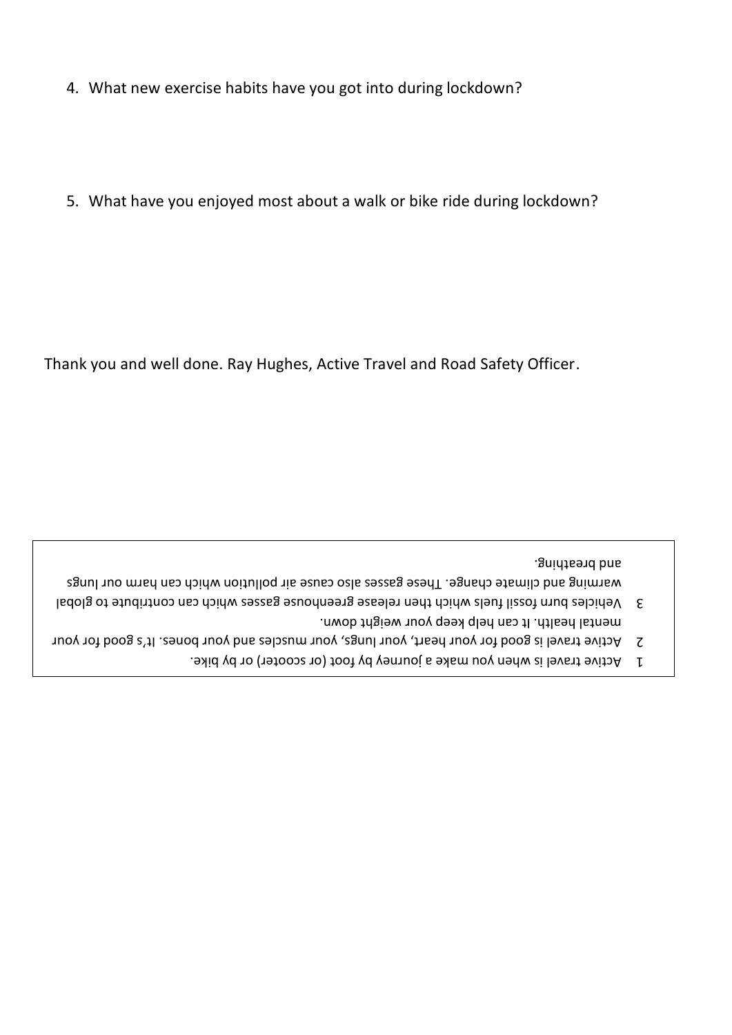4. What new exercise habits have you got into during lockdown?

5. What have you enjoyed most about a walk or bike ride during lockdown?

Thank you and well done. Ray Hughes, Active Travel and Road Safety Officer.

1. Active travel is when you make a journey by foot (or scooter) or by bike.
2. Active travel is good for your heart, your lungs, your muscles and your bones. It's good for your mental health. It can help keep your weight down.
3. Vehicles burn fossil fuels which then release greenhouse gasses which can contribute to global warming and climate change. These gasses also cause air pollution which can harm our lungs and breathing.